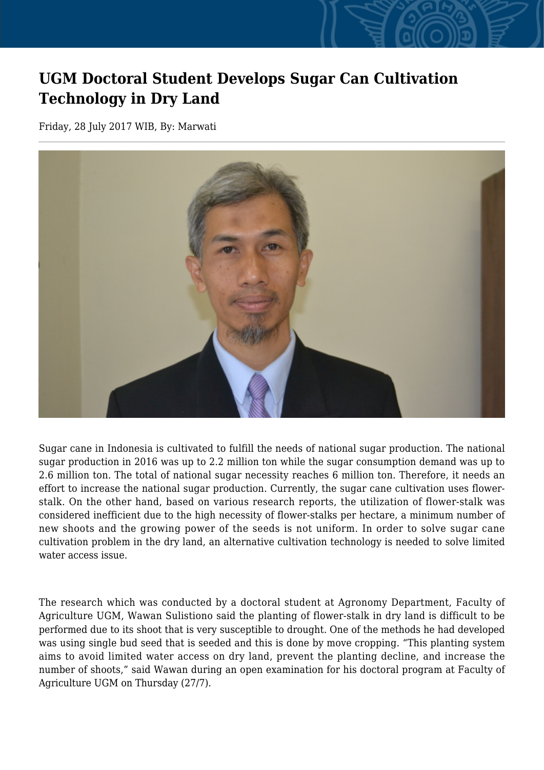# UGM Doctoral Student Develops Sugar Can Cultivation Technology in Dry Land

Friday, 28 July 2017 WIB, By: Marwati

Sugar cane in Indonesia is cultivated to fulfill the needs of national sugar production. The national sugar production in 2016 was up to 2.2 million ton while the sugar consumption demand was up to 2.6 million ton. The total of national sugar necessity reaches 6 million ton. Therefore, it needs an effort to increase the national sugar production. Currently, the sugar cane cultivation uses flower-stalk. On the other hand, based on various research reports, the utilization of flower-stalk was considered inefficient due to the high necessity of flower-stalks per hectare, a minimum number of new shoots and the growing power of the seeds is not uniform. In order to solve sugar cane cultivation problem in the dry land, an alternative cultivation technology is needed to solve limited water access issue.

The research which was conducted by a doctoral student at Agronomy Department, Faculty of Agriculture UGM, Wawan Sulistiono said the planting of flower-stalk in dry land is difficult to be performed due to its shoot that is very susceptible to drought. One of the methods he had developed was using single bud seed that is seeded and this is done by move cropping. "This planting system aims to avoid limited water access on dry land, prevent the planting decline, and increase the number of shoots," said Wawan during an open examination for his doctoral program at Faculty of Agriculture UGM on Thursday (27/7).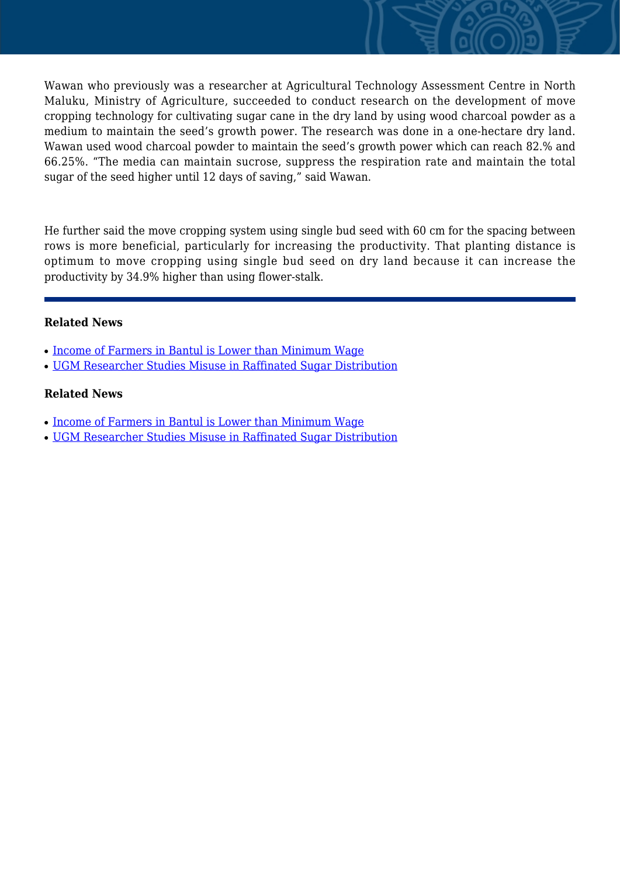Wawan who previously was a researcher at Agricultural Technology Assessment Centre in North Maluku, Ministry of Agriculture, succeeded to conduct research on the development of move cropping technology for cultivating sugar cane in the dry land by using wood charcoal powder as a medium to maintain the seed's growth power. The research was done in a one-hectare dry land. Wawan used wood charcoal powder to maintain the seed's growth power which can reach 82.% and 66.25%. "The media can maintain sucrose, suppress the respiration rate and maintain the total sugar of the seed higher until 12 days of saving," said Wawan.

He further said the move cropping system using single bud seed with 60 cm for the spacing between rows is more beneficial, particularly for increasing the productivity. That planting distance is optimum to move cropping using single bud seed on dry land because it can increase the productivity by 34.9% higher than using flower-stalk.

---

**Related News**

- Income of Farmers in Bantul is Lower than Minimum Wage
- UGM Researcher Studies Misuse in Raffinated Sugar Distribution

**Related News**

- Income of Farmers in Bantul is Lower than Minimum Wage
- UGM Researcher Studies Misuse in Raffinated Sugar Distribution